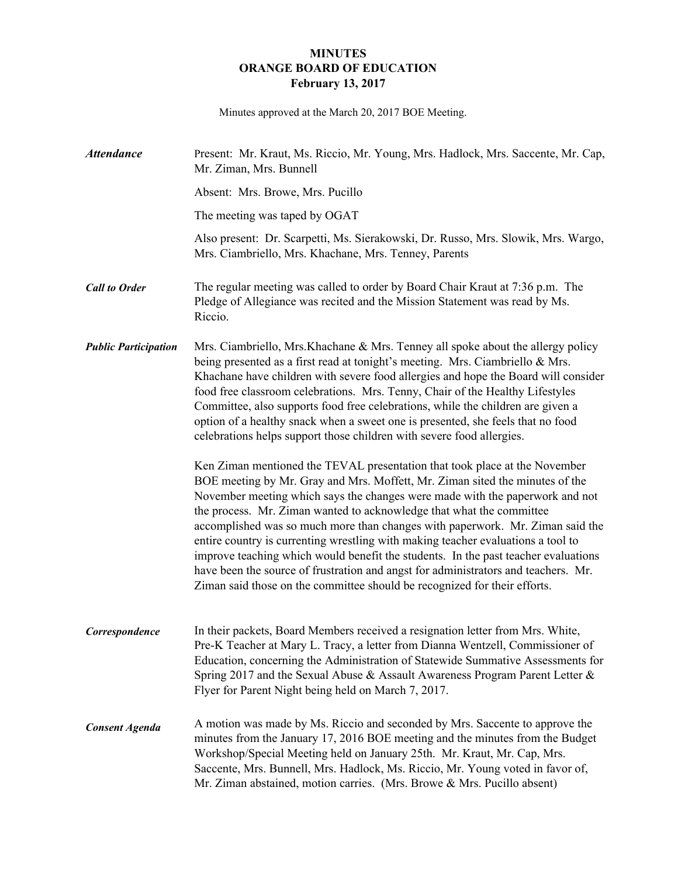# MINUTES
# ORANGE BOARD OF EDUCATION
## February 13, 2017

Minutes approved at the March 20, 2017 BOE Meeting.

***Attendance***

Present: Mr. Kraut, Ms. Riccio, Mr. Young, Mrs. Hadlock, Mrs. Saccente, Mr. Cap, Mr. Ziman, Mrs. Bunnell

Absent: Mrs. Browe, Mrs. Pucillo

The meeting was taped by OGAT

Also present: Dr. Scarpetti, Ms. Sierakowski, Dr. Russo, Mrs. Slowik, Mrs. Wargo, Mrs. Ciambriello, Mrs. Khachane, Mrs. Tenney, Parents

***Call to Order***

The regular meeting was called to order by Board Chair Kraut at 7:36 p.m. The Pledge of Allegiance was recited and the Mission Statement was read by Ms. Riccio.

***Public Participation***

Mrs. Ciambriello, Mrs.Khachane & Mrs. Tenney all spoke about the allergy policy being presented as a first read at tonight's meeting. Mrs. Ciambriello & Mrs. Khachane have children with severe food allergies and hope the Board will consider food free classroom celebrations. Mrs. Tenny, Chair of the Healthy Lifestyles Committee, also supports food free celebrations, while the children are given a option of a healthy snack when a sweet one is presented, she feels that no food celebrations helps support those children with severe food allergies.

Ken Ziman mentioned the TEVAL presentation that took place at the November BOE meeting by Mr. Gray and Mrs. Moffett, Mr. Ziman sited the minutes of the November meeting which says the changes were made with the paperwork and not the process. Mr. Ziman wanted to acknowledge that what the committee accomplished was so much more than changes with paperwork. Mr. Ziman said the entire country is currenting wrestling with making teacher evaluations a tool to improve teaching which would benefit the students. In the past teacher evaluations have been the source of frustration and angst for administrators and teachers. Mr. Ziman said those on the committee should be recognized for their efforts.

***Correspondence***

In their packets, Board Members received a resignation letter from Mrs. White, Pre-K Teacher at Mary L. Tracy, a letter from Dianna Wentzell, Commissioner of Education, concerning the Administration of Statewide Summative Assessments for Spring 2017 and the Sexual Abuse & Assault Awareness Program Parent Letter & Flyer for Parent Night being held on March 7, 2017.

***Consent Agenda***

A motion was made by Ms. Riccio and seconded by Mrs. Saccente to approve the minutes from the January 17, 2016 BOE meeting and the minutes from the Budget Workshop/Special Meeting held on January 25th. Mr. Kraut, Mr. Cap, Mrs. Saccente, Mrs. Bunnell, Mrs. Hadlock, Ms. Riccio, Mr. Young voted in favor of, Mr. Ziman abstained, motion carries. (Mrs. Browe & Mrs. Pucillo absent)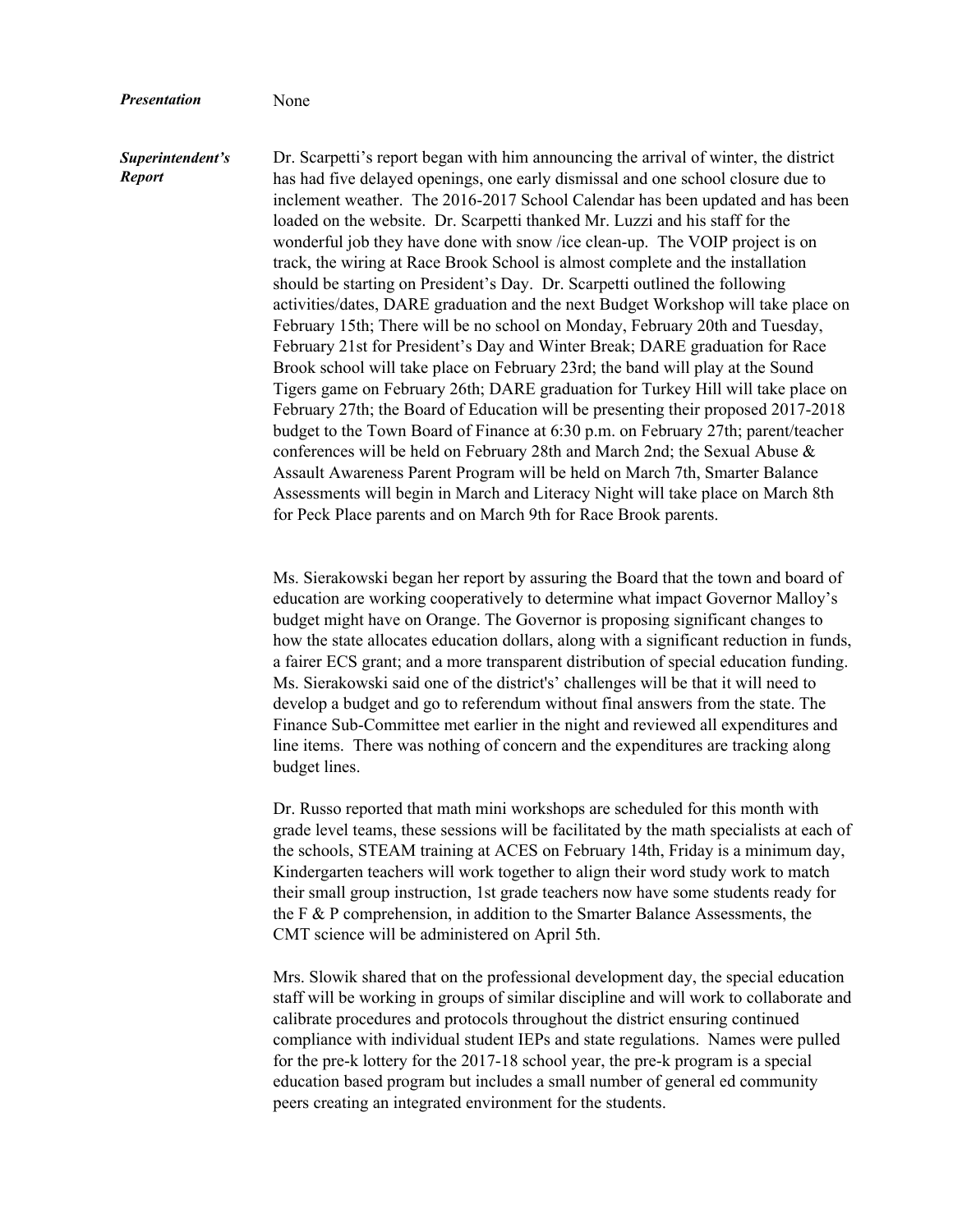***Presentation*** None

***Superintendent's Report***

Dr. Scarpetti's report began with him announcing the arrival of winter, the district has had five delayed openings, one early dismissal and one school closure due to inclement weather. The 2016-2017 School Calendar has been updated and has been loaded on the website. Dr. Scarpetti thanked Mr. Luzzi and his staff for the wonderful job they have done with snow /ice clean-up. The VOIP project is on track, the wiring at Race Brook School is almost complete and the installation should be starting on President's Day. Dr. Scarpetti outlined the following activities/dates, DARE graduation and the next Budget Workshop will take place on February 15th; There will be no school on Monday, February 20th and Tuesday, February 21st for President's Day and Winter Break; DARE graduation for Race Brook school will take place on February 23rd; the band will play at the Sound Tigers game on February 26th; DARE graduation for Turkey Hill will take place on February 27th; the Board of Education will be presenting their proposed 2017-2018 budget to the Town Board of Finance at 6:30 p.m. on February 27th; parent/teacher conferences will be held on February 28th and March 2nd; the Sexual Abuse & Assault Awareness Parent Program will be held on March 7th, Smarter Balance Assessments will begin in March and Literacy Night will take place on March 8th for Peck Place parents and on March 9th for Race Brook parents.

Ms. Sierakowski began her report by assuring the Board that the town and board of education are working cooperatively to determine what impact Governor Malloy's budget might have on Orange. The Governor is proposing significant changes to how the state allocates education dollars, along with a significant reduction in funds, a fairer ECS grant; and a more transparent distribution of special education funding. Ms. Sierakowski said one of the district's' challenges will be that it will need to develop a budget and go to referendum without final answers from the state. The Finance Sub-Committee met earlier in the night and reviewed all expenditures and line items. There was nothing of concern and the expenditures are tracking along budget lines.

Dr. Russo reported that math mini workshops are scheduled for this month with grade level teams, these sessions will be facilitated by the math specialists at each of the schools, STEAM training at ACES on February 14th, Friday is a minimum day, Kindergarten teachers will work together to align their word study work to match their small group instruction, 1st grade teachers now have some students ready for the F & P comprehension, in addition to the Smarter Balance Assessments, the CMT science will be administered on April 5th.

Mrs. Slowik shared that on the professional development day, the special education staff will be working in groups of similar discipline and will work to collaborate and calibrate procedures and protocols throughout the district ensuring continued compliance with individual student IEPs and state regulations. Names were pulled for the pre-k lottery for the 2017-18 school year, the pre-k program is a special education based program but includes a small number of general ed community peers creating an integrated environment for the students.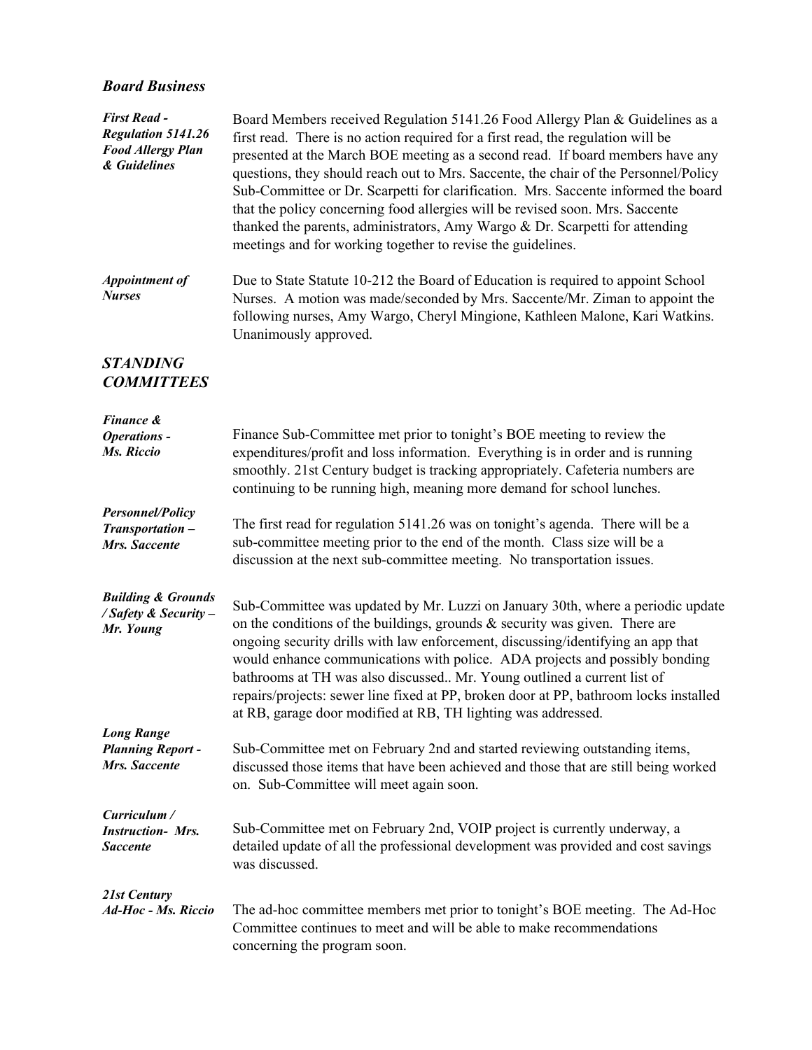## *Board Business*

***First Read - Regulation 5141.26 Food Allergy Plan & Guidelines***

Board Members received Regulation 5141.26 Food Allergy Plan & Guidelines as a first read. There is no action required for a first read, the regulation will be presented at the March BOE meeting as a second read. If board members have any questions, they should reach out to Mrs. Saccente, the chair of the Personnel/Policy Sub-Committee or Dr. Scarpetti for clarification. Mrs. Saccente informed the board that the policy concerning food allergies will be revised soon. Mrs. Saccente thanked the parents, administrators, Amy Wargo & Dr. Scarpetti for attending meetings and for working together to revise the guidelines.

***Appointment of Nurses***

Due to State Statute 10-212 the Board of Education is required to appoint School Nurses. A motion was made/seconded by Mrs. Saccente/Mr. Ziman to appoint the following nurses, Amy Wargo, Cheryl Mingione, Kathleen Malone, Kari Watkins. Unanimously approved.

## *STANDING COMMITTEES*

***Finance & Operations - Ms. Riccio***

Finance Sub-Committee met prior to tonight's BOE meeting to review the expenditures/profit and loss information. Everything is in order and is running smoothly. 21st Century budget is tracking appropriately. Cafeteria numbers are continuing to be running high, meaning more demand for school lunches.

***Personnel/Policy Transportation – Mrs. Saccente***

The first read for regulation 5141.26 was on tonight's agenda. There will be a sub-committee meeting prior to the end of the month. Class size will be a discussion at the next sub-committee meeting. No transportation issues.

***Building & Grounds / Safety & Security – Mr. Young***

Sub-Committee was updated by Mr. Luzzi on January 30th, where a periodic update on the conditions of the buildings, grounds & security was given. There are ongoing security drills with law enforcement, discussing/identifying an app that would enhance communications with police. ADA projects and possibly bonding bathrooms at TH was also discussed.. Mr. Young outlined a current list of repairs/projects: sewer line fixed at PP, broken door at PP, bathroom locks installed at RB, garage door modified at RB, TH lighting was addressed.

***Long Range Planning Report - Mrs. Saccente***

Sub-Committee met on February 2nd and started reviewing outstanding items, discussed those items that have been achieved and those that are still being worked on. Sub-Committee will meet again soon.

***Curriculum / Instruction- Mrs. Saccente***

Sub-Committee met on February 2nd, VOIP project is currently underway, a detailed update of all the professional development was provided and cost savings was discussed.

***21st Century Ad-Hoc - Ms. Riccio***

The ad-hoc committee members met prior to tonight's BOE meeting. The Ad-Hoc Committee continues to meet and will be able to make recommendations concerning the program soon.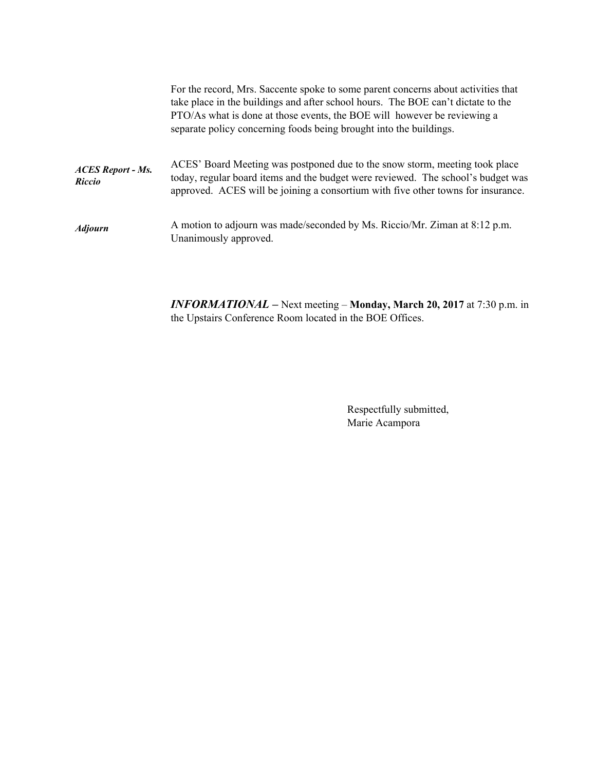For the record, Mrs. Saccente spoke to some parent concerns about activities that take place in the buildings and after school hours. The BOE can't dictate to the PTO/As what is done at those events, the BOE will however be reviewing a separate policy concerning foods being brought into the buildings.

***ACES Report - Ms. Riccio***

ACES' Board Meeting was postponed due to the snow storm, meeting took place today, regular board items and the budget were reviewed. The school's budget was approved. ACES will be joining a consortium with five other towns for insurance.

***Adjourn***

A motion to adjourn was made/seconded by Ms. Riccio/Mr. Ziman at 8:12 p.m. Unanimously approved.

***INFORMATIONAL*** – Next meeting – **Monday, March 20, 2017** at 7:30 p.m. in the Upstairs Conference Room located in the BOE Offices.

Respectfully submitted,
Marie Acampora